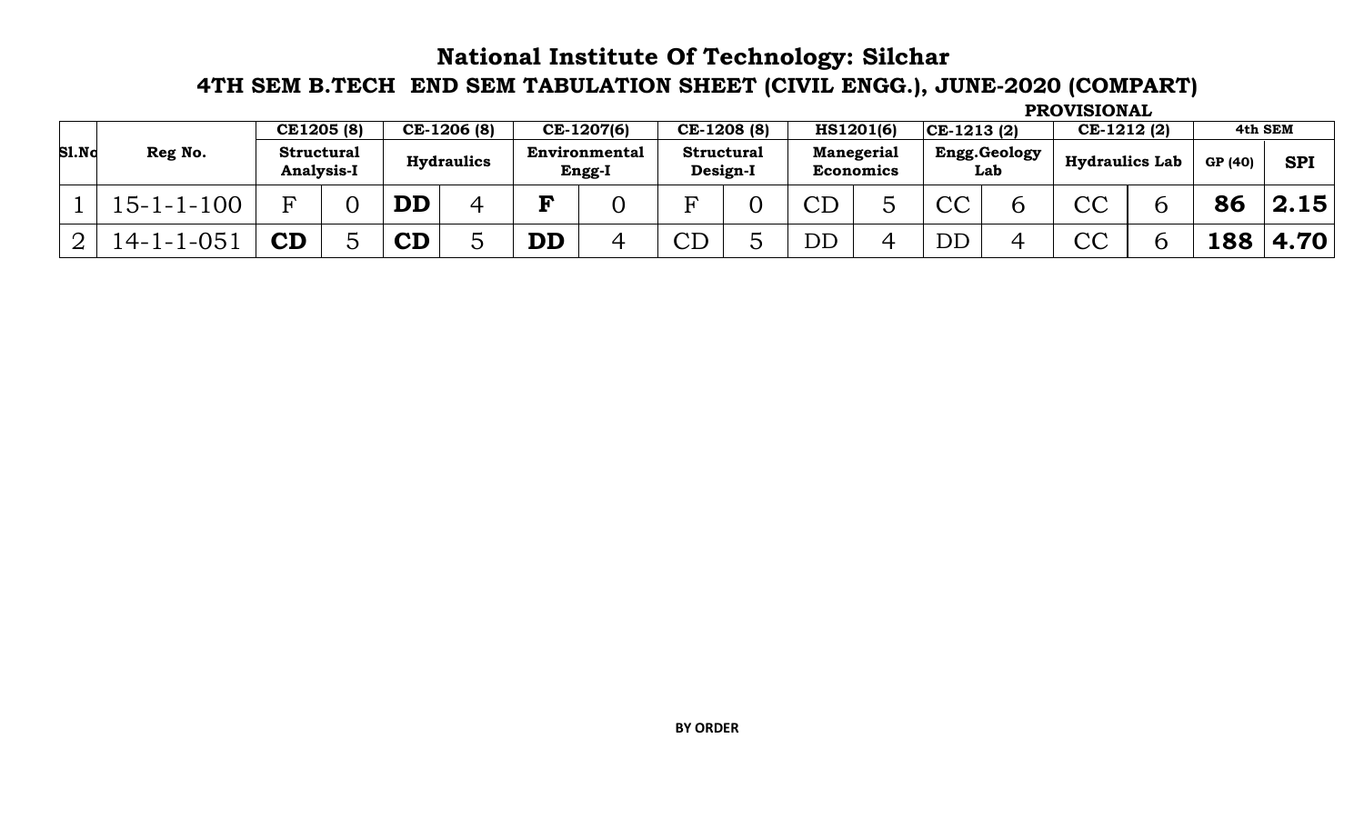# National Institute Of Technology: Silchar

## 4TH SEM B.TECH END SEM TABULATION SHEET (CIVIL ENGG.), JUNE-2020 (COMPART)

**PROVISIONAL**

| Sl.No | Reg No. | CE1205 (8) | | CE-1206 (8) | | CE-1207(6) | | CE-1208 (8) | | HS1201(6) | | CE-1213 (2) | | CE-1212 (2) | | 4th SEM | |
|---|---|---|---|---|---|---|---|---|---|---|---|---|---|---|---|---|---|
| | | Structural Analysis-I | | Hydraulics | | Environmental Engg-I | | Structural Design-I | | Manegerial Economics | | Engg.Geology Lab | | Hydraulics Lab | | GP (40) | SPI |
| 1 | 15-1-1-100 | F | 0 | **DD** | 4 | **F** | 0 | F | 0 | CD | 5 | CC | 6 | CC | 6 | **86** | **2.15** |
| 2 | 14-1-1-051 | **CD** | 5 | **CD** | 5 | **DD** | 4 | CD | 5 | DD | 4 | DD | 4 | CC | 6 | **188** | **4.70** |

**BY ORDER**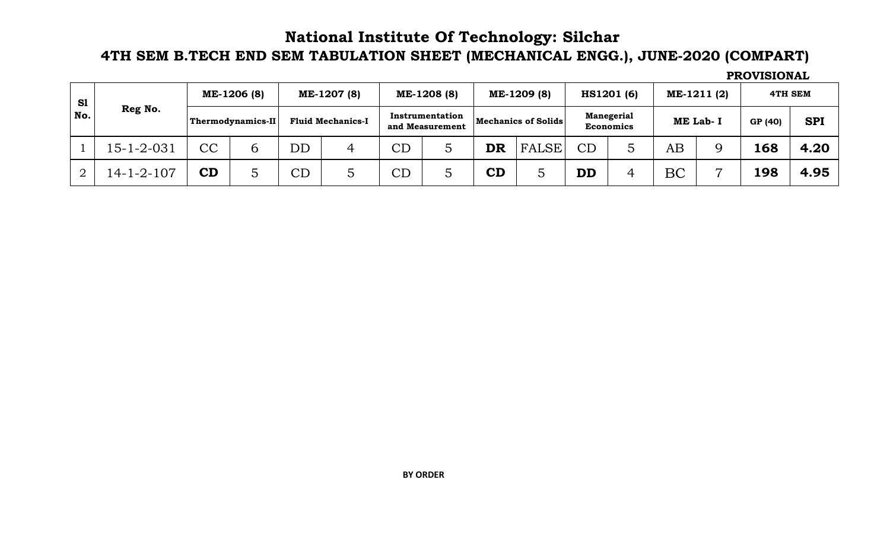# National Institute Of Technology: Silchar

## 4TH SEM B.TECH END SEM TABULATION SHEET (MECHANICAL ENGG.), JUNE-2020 (COMPART)

**PROVISIONAL**

| Sl No. | Reg No. | ME-1206 (8) | | ME-1207 (8) | | ME-1208 (8) | | ME-1209 (8) | | HS1201 (6) | | ME-1211 (2) | | 4TH SEM | |
|---|---|---|---|---|---|---|---|---|---|---|---|---|---|---|---|
| | | Thermodynamics-II | | Fluid Mechanics-I | | Instrumentation and Measurement | | Mechanics of Solids | | Manegerial Economics | | ME Lab- I | | GP (40) | SPI |
| 1 | 15-1-2-031 | CC | 6 | DD | 4 | CD | 5 | **DR** | FALSE | CD | 5 | AB | 9 | **168** | **4.20** |
| 2 | 14-1-2-107 | **CD** | 5 | CD | 5 | CD | 5 | **CD** | 5 | **DD** | 4 | BC | 7 | **198** | **4.95** |

**BY ORDER**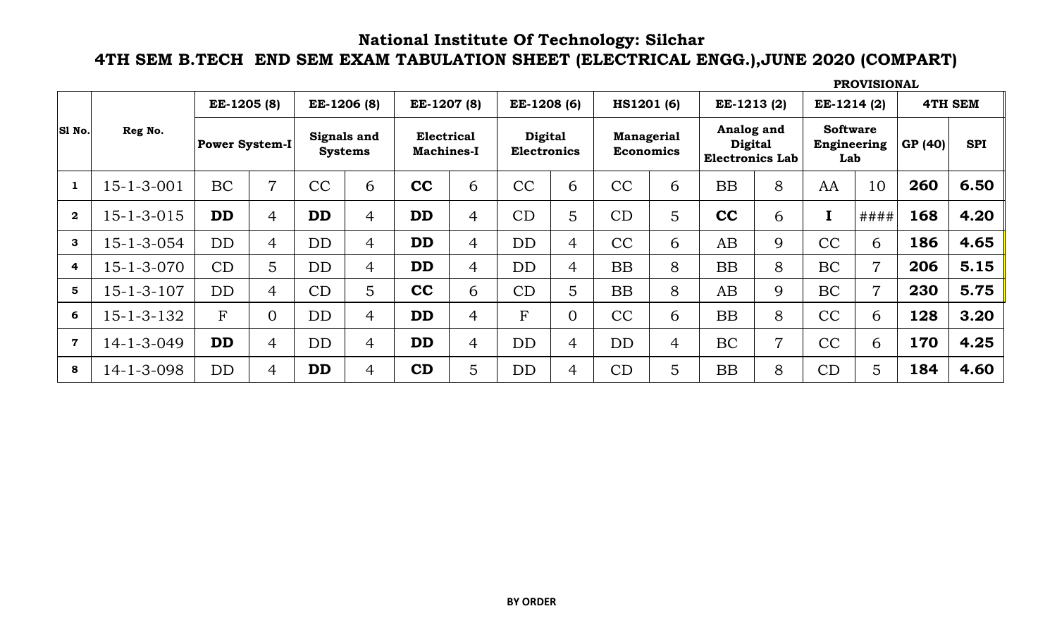# National Institute Of Technology: Silchar

## 4TH SEM B.TECH END SEM EXAM TABULATION SHEET (ELECTRICAL ENGG.),JUNE 2020 (COMPART)

**PROVISIONAL**

| Sl No. | Reg No. | EE-1205 (8) | | EE-1206 (8) | | EE-1207 (8) | | EE-1208 (6) | | HS1201 (6) | | EE-1213 (2) | | EE-1214 (2) | | 4TH SEM | |
|---|---|---|---|---|---|---|---|---|---|---|---|---|---|---|---|---|---|
| | | Power System-I | | Signals and Systems | | Electrical Machines-I | | Digital Electronics | | Managerial Economics | | Analog and Digital Electronics Lab | | Software Engineering Lab | | GP (40) | SPI |
| 1 | 15-1-3-001 | BC | 7 | CC | 6 | **CC** | 6 | CC | 6 | CC | 6 | BB | 8 | AA | 10 | **260** | **6.50** |
| 2 | 15-1-3-015 | **DD** | 4 | **DD** | 4 | **DD** | 4 | CD | 5 | CD | 5 | **CC** | 6 | **I** | #### | **168** | **4.20** |
| 3 | 15-1-3-054 | DD | 4 | DD | 4 | **DD** | 4 | DD | 4 | CC | 6 | AB | 9 | CC | 6 | **186** | **4.65** |
| 4 | 15-1-3-070 | CD | 5 | DD | 4 | **DD** | 4 | DD | 4 | BB | 8 | BB | 8 | BC | 7 | **206** | **5.15** |
| 5 | 15-1-3-107 | DD | 4 | CD | 5 | **CC** | 6 | CD | 5 | BB | 8 | AB | 9 | BC | 7 | **230** | **5.75** |
| 6 | 15-1-3-132 | F | 0 | DD | 4 | **DD** | 4 | F | 0 | CC | 6 | BB | 8 | CC | 6 | **128** | **3.20** |
| 7 | 14-1-3-049 | **DD** | 4 | DD | 4 | **DD** | 4 | DD | 4 | DD | 4 | BC | 7 | CC | 6 | **170** | **4.25** |
| 8 | 14-1-3-098 | DD | 4 | **DD** | 4 | **CD** | 5 | DD | 4 | CD | 5 | BB | 8 | CD | 5 | **184** | **4.60** |

**BY ORDER**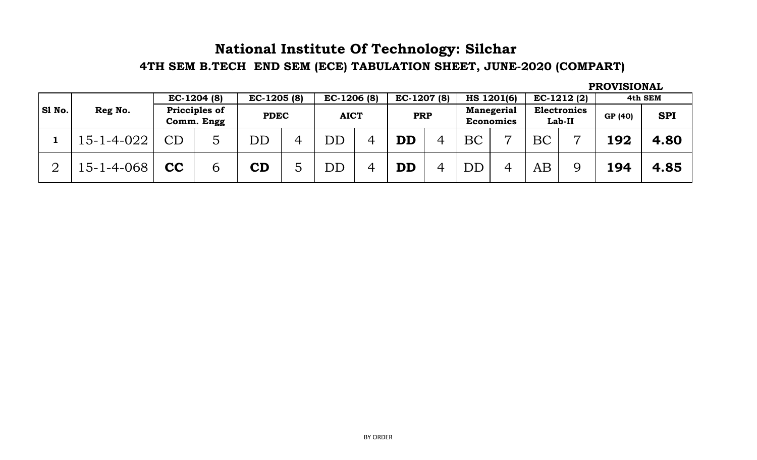# National Institute Of Technology: Silchar

## 4TH SEM B.TECH END SEM (ECE) TABULATION SHEET, JUNE-2020 (COMPART)

**PROVISIONAL**

| Sl No. | Reg No. | EC-1204 (8) | | EC-1205 (8) | | EC-1206 (8) | | EC-1207 (8) | | HS 1201(6) | | EC-1212 (2) | | 4th SEM | |
|---|---|---|---|---|---|---|---|---|---|---|---|---|---|---|---|
| | | Pricciples of Comm. Engg | | PDEC | | AICT | | PRP | | Manegerial Economics | | Electronics Lab-II | | GP (40) | SPI |
| 1 | 15-1-4-022 | CD | 5 | DD | 4 | DD | 4 | **DD** | 4 | BC | 7 | BC | 7 | **192** | **4.80** |
| 2 | 15-1-4-068 | **CC** | 6 | **CD** | 5 | DD | 4 | **DD** | 4 | DD | 4 | AB | 9 | **194** | **4.85** |

BY ORDER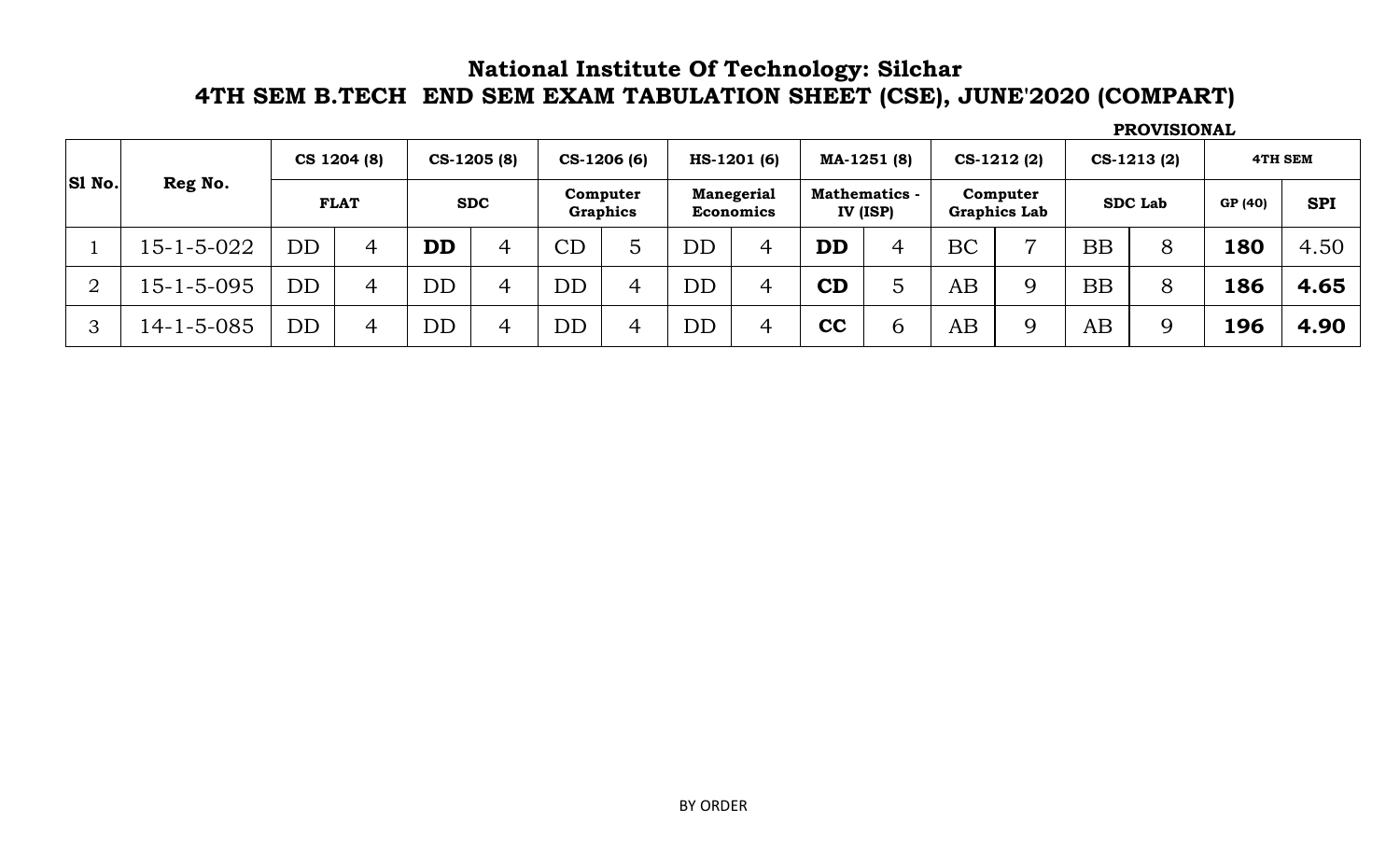# National Institute Of Technology: Silchar
## 4TH SEM B.TECH END SEM EXAM TABULATION SHEET (CSE), JUNE'2020 (COMPART)

**PROVISIONAL**

| Sl No. | Reg No. | CS 1204 (8) | | CS-1205 (8) | | CS-1206 (6) | | HS-1201 (6) | | MA-1251 (8) | | CS-1212 (2) | | CS-1213 (2) | | 4TH SEM | |
|---|---|---|---|---|---|---|---|---|---|---|---|---|---|---|---|---|---|
| | | FLAT | | SDC | | Computer Graphics | | Manegerial Economics | | Mathematics - IV (ISP) | | Computer Graphics Lab | | SDC Lab | | GP (40) | SPI |
| 1 | 15-1-5-022 | DD | 4 | **DD** | 4 | CD | 5 | DD | 4 | **DD** | 4 | BC | 7 | BB | 8 | **180** | 4.50 |
| 2 | 15-1-5-095 | DD | 4 | DD | 4 | DD | 4 | DD | 4 | **CD** | 5 | AB | 9 | BB | 8 | **186** | **4.65** |
| 3 | 14-1-5-085 | DD | 4 | DD | 4 | DD | 4 | DD | 4 | **CC** | 6 | AB | 9 | AB | 9 | **196** | **4.90** |

BY ORDER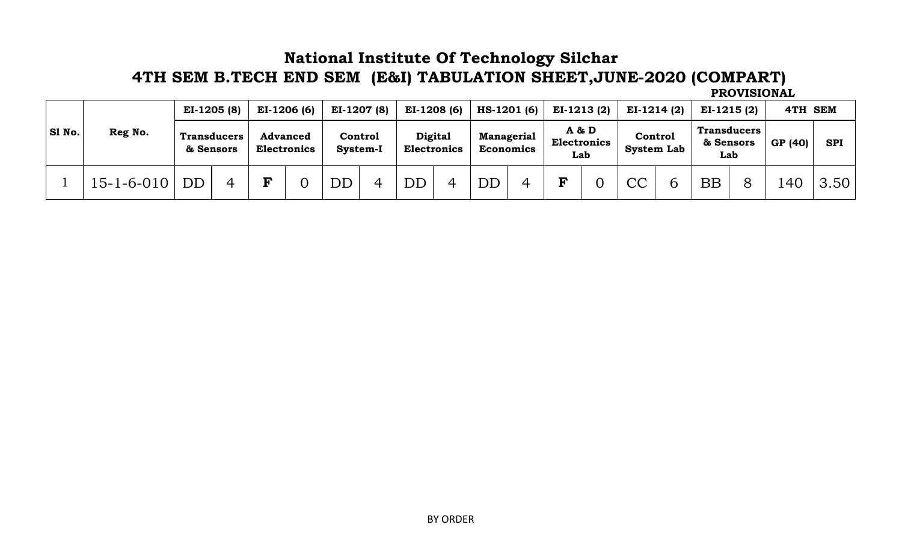# National Institute Of Technology Silchar

## 4TH SEM B.TECH END SEM (E&I) TABULATION SHEET,JUNE-2020 (COMPART)

**PROVISIONAL**

| Sl No. | Reg No. | EI-1205 (8) Transducers & Sensors | | EI-1206 (6) Advanced Electronics | | EI-1207 (8) Control System-I | | EI-1208 (6) Digital Electronics | | HS-1201 (6) Managerial Economics | | EI-1213 (2) A & D Electronics Lab | | EI-1214 (2) Control System Lab | | EI-1215 (2) Transducers & Sensors Lab | | 4TH SEM GP (40) | 4TH SEM SPI |
|---|---|---|---|---|---|---|---|---|---|---|---|---|---|---|---|---|---|---|---|
| 1 | 15-1-6-010 | DD | 4 | **F** | 0 | DD | 4 | DD | 4 | DD | 4 | **F** | 0 | CC | 6 | BB | 8 | 140 | 3.50 |

BY ORDER